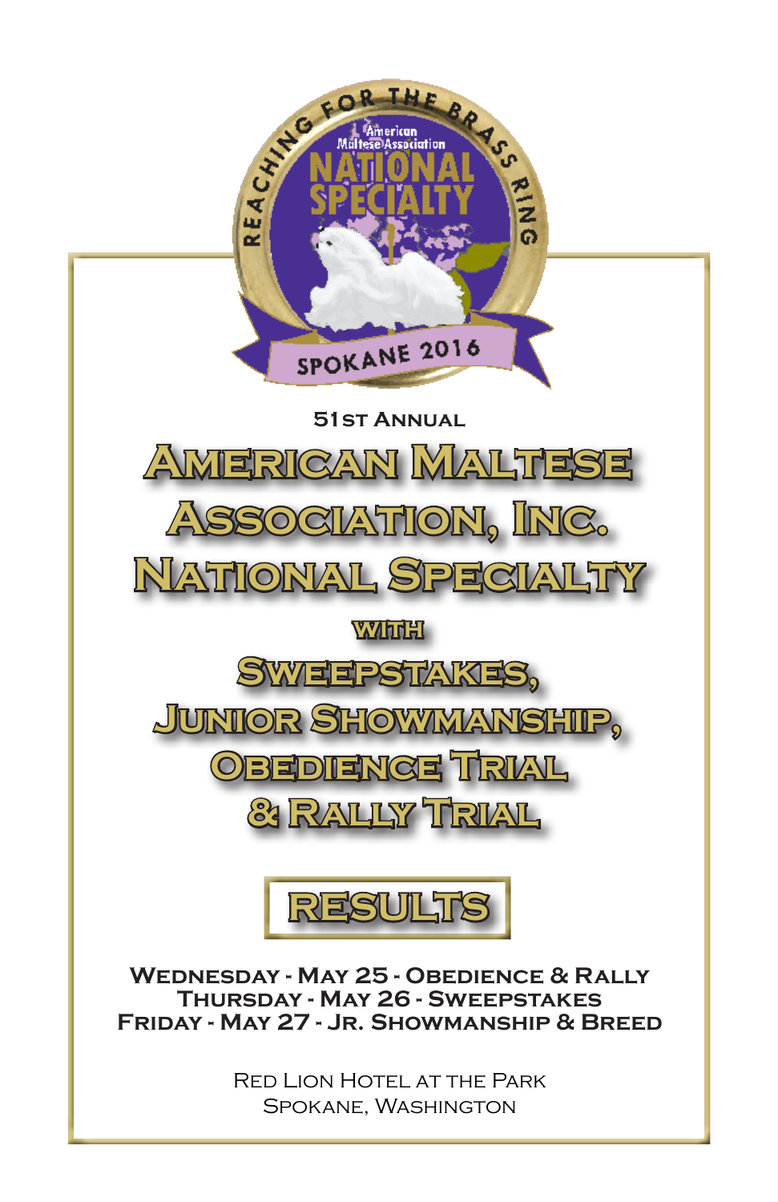REACHING FOR THE BRASS RING

American Maltese Association

NATIONAL SPECIALTY

SPOKANE 2016

51st Annual

# American Maltese Association, Inc. National Specialty

with

## Sweepstakes, Junior Showmanship, Obedience Trial & Rally Trial

## RESULTS

**Wednesday - May 25 - Obedience & Rally**
**Thursday - May 26 - Sweepstakes**
**Friday - May 27 - Jr. Showmanship & Breed**

Red Lion Hotel at the Park
Spokane, Washington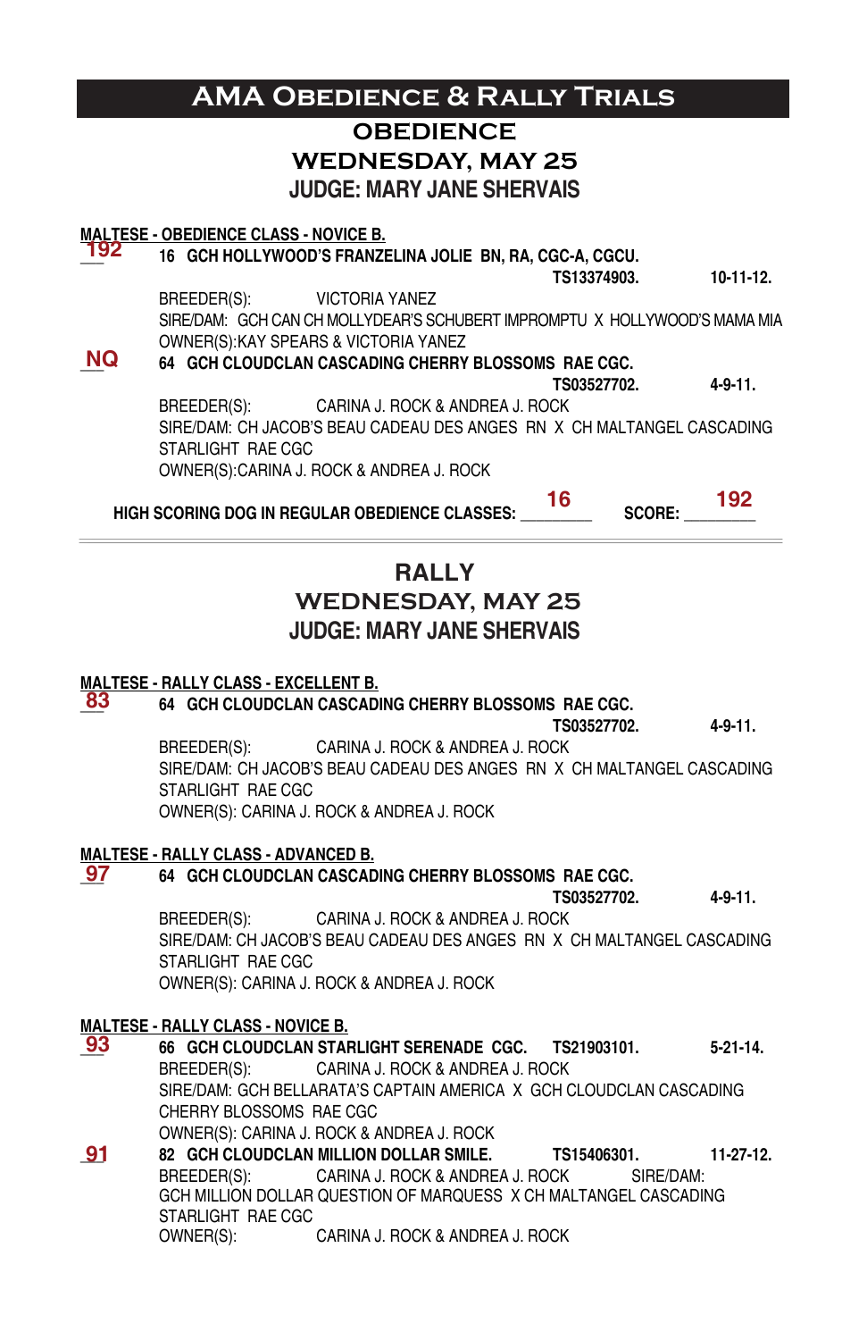# AMA Obedience & Rally Trials

## OBEDIENCE
## WEDNESDAY, MAY 25
## JUDGE: MARY JANE SHERVAIS

**MALTESE - OBEDIENCE CLASS - NOVICE B.**

192 **16 GCH HOLLYWOOD'S FRANZELINA JOLIE BN, RA, CGC-A, CGCU.**
**TS13374903. 10-11-12.**
BREEDER(S): VICTORIA YANEZ
SIRE/DAM: GCH CAN CH MOLLYDEAR'S SCHUBERT IMPROMPTU X HOLLYWOOD'S MAMA MIA
OWNER(S):KAY SPEARS & VICTORIA YANEZ

NQ **64 GCH CLOUDCLAN CASCADING CHERRY BLOSSOMS RAE CGC.**
**TS03527702. 4-9-11.**
BREEDER(S): CARINA J. ROCK & ANDREA J. ROCK
SIRE/DAM: CH JACOB'S BEAU CADEAU DES ANGES RN X CH MALTANGEL CASCADING STARLIGHT RAE CGC
OWNER(S):CARINA J. ROCK & ANDREA J. ROCK

**HIGH SCORING DOG IN REGULAR OBEDIENCE CLASSES:** 16 **SCORE:** 192

---

## RALLY
## WEDNESDAY, MAY 25
## JUDGE: MARY JANE SHERVAIS

**MALTESE - RALLY CLASS - EXCELLENT B.**

83 **64 GCH CLOUDCLAN CASCADING CHERRY BLOSSOMS RAE CGC.**
**TS03527702. 4-9-11.**
BREEDER(S): CARINA J. ROCK & ANDREA J. ROCK
SIRE/DAM: CH JACOB'S BEAU CADEAU DES ANGES RN X CH MALTANGEL CASCADING STARLIGHT RAE CGC
OWNER(S): CARINA J. ROCK & ANDREA J. ROCK

**MALTESE - RALLY CLASS - ADVANCED B.**

97 **64 GCH CLOUDCLAN CASCADING CHERRY BLOSSOMS RAE CGC.**
**TS03527702. 4-9-11.**
BREEDER(S): CARINA J. ROCK & ANDREA J. ROCK
SIRE/DAM: CH JACOB'S BEAU CADEAU DES ANGES RN X CH MALTANGEL CASCADING STARLIGHT RAE CGC
OWNER(S): CARINA J. ROCK & ANDREA J. ROCK

**MALTESE - RALLY CLASS - NOVICE B.**

93 **66 GCH CLOUDCLAN STARLIGHT SERENADE CGC. TS21903101. 5-21-14.**
BREEDER(S): CARINA J. ROCK & ANDREA J. ROCK
SIRE/DAM: GCH BELLARATA'S CAPTAIN AMERICA X GCH CLOUDCLAN CASCADING CHERRY BLOSSOMS RAE CGC
OWNER(S): CARINA J. ROCK & ANDREA J. ROCK

91 **82 GCH CLOUDCLAN MILLION DOLLAR SMILE. TS15406301. 11-27-12.**
BREEDER(S): CARINA J. ROCK & ANDREA J. ROCK SIRE/DAM: GCH MILLION DOLLAR QUESTION OF MARQUESS X CH MALTANGEL CASCADING STARLIGHT RAE CGC
OWNER(S): CARINA J. ROCK & ANDREA J. ROCK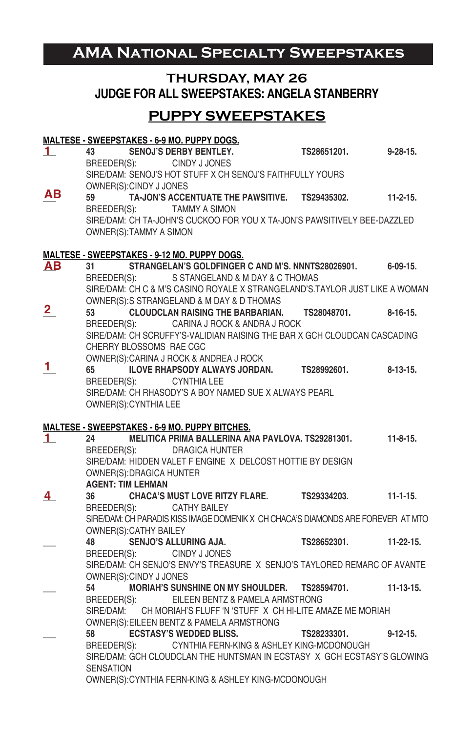# AMA National Specialty Sweepstakes

## THURSDAY, MAY 26

## JUDGE FOR ALL SWEEPSTAKES: ANGELA STANBERRY

## PUPPY SWEEPSTAKES

**MALTESE - SWEEPSTAKES - 6-9 MO. PUPPY DOGS.**

**1** 43 **SENOJ'S DERBY BENTLEY.** TS28651201. 9-28-15.
BREEDER(S): CINDY J JONES
SIRE/DAM: SENOJ'S HOT STUFF X CH SENOJ'S FAITHFULLY YOURS
OWNER(S):CINDY J JONES

**AB** 59 **TA-JON'S ACCENTUATE THE PAWSITIVE.** TS29435302. 11-2-15.
BREEDER(S): TAMMY A SIMON
SIRE/DAM: CH TA-JOHN'S CUCKOO FOR YOU X TA-JON'S PAWSITIVELY BEE-DAZZLED
OWNER(S):TAMMY A SIMON

**MALTESE - SWEEPSTAKES - 9-12 MO. PUPPY DOGS.**

**AB** 31 **STRANGELAN'S GOLDFINGER C AND M'S.** NNNTS28026901. 6-09-15.
BREEDER(S): S STANGELAND & M DAY & C THOMAS
SIRE/DAM: CH C & M'S CASINO ROYALE X STRANGELAND'S.TAYLOR JUST LIKE A WOMAN
OWNER(S):S STRANGELAND & M DAY & D THOMAS

**2** 53 **CLOUDCLAN RAISING THE BARBARIAN.** TS28048701. 8-16-15.
BREEDER(S): CARINA J ROCK & ANDRA J ROCK
SIRE/DAM: CH SCRUFFY'S-VALIDIAN RAISING THE BAR X GCH CLOUDCAN CASCADING CHERRY BLOSSOMS RAE CGC
OWNER(S):CARINA J ROCK & ANDREA J ROCK

**1** 65 **ILOVE RHAPSODY ALWAYS JORDAN.** TS28992601. 8-13-15.
BREEDER(S): CYNTHIA LEE
SIRE/DAM: CH RHASODY'S A BOY NAMED SUE X ALWAYS PEARL
OWNER(S):CYNTHIA LEE

**MALTESE - SWEEPSTAKES - 6-9 MO. PUPPY BITCHES.**

**1** 24 **MELITICA PRIMA BALLERINA ANA PAVLOVA.** TS29281301. 11-8-15.
BREEDER(S): DRAGICA HUNTER
SIRE/DAM: HIDDEN VALET F ENGINE X DELCOST HOTTIE BY DESIGN
OWNER(S):DRAGICA HUNTER
**AGENT: TIM LEHMAN**

**4** 36 **CHACA'S MUST LOVE RITZY FLARE.** TS29334203. 11-1-15.
BREEDER(S): CATHY BAILEY
SIRE/DAM: CH PARADIS KISS IMAGE DOMENIK X CH CHACA'S DIAMONDS ARE FOREVER AT MTO
OWNER(S):CATHY BAILEY

___ 48 **SENJO'S ALLURING AJA.** TS28652301. 11-22-15.
BREEDER(S): CINDY J JONES
SIRE/DAM: CH SENJO'S ENVY'S TREASURE X SENJO'S TAYLORED REMARC OF AVANTE
OWNER(S):CINDY J JONES

___ 54 **MORIAH'S SUNSHINE ON MY SHOULDER.** TS28594701. 11-13-15.
BREEDER(S): EILEEN BENTZ & PAMELA ARMSTRONG
SIRE/DAM: CH MORIAH'S FLUFF 'N 'STUFF X CH HI-LITE AMAZE ME MORIAH
OWNER(S):EILEEN BENTZ & PAMELA ARMSTRONG

___ 58 **ECSTASY'S WEDDED BLISS.** TS28233301. 9-12-15.
BREEDER(S): CYNTHIA FERN-KING & ASHLEY KING-MCDONOUGH
SIRE/DAM: GCH CLOUDCLAN THE HUNTSMAN IN ECSTASY X GCH ECSTASY'S GLOWING SENSATION
OWNER(S):CYNTHIA FERN-KING & ASHLEY KING-MCDONOUGH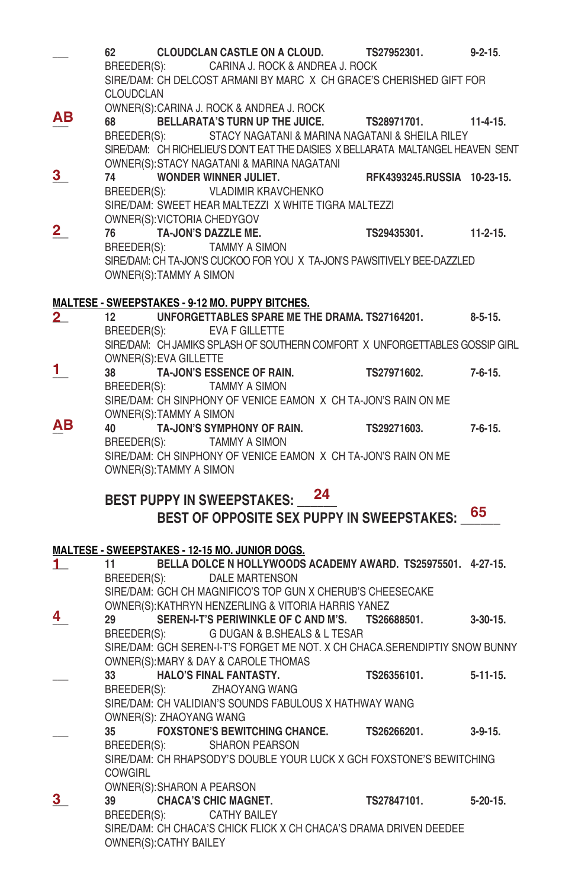___ 62 **CLOUDCLAN CASTLE ON A CLOUD.** **TS27952301.** **9-2-15.**
BREEDER(S): CARINA J. ROCK & ANDREA J. ROCK
SIRE/DAM: CH DELCOST ARMANI BY MARC X CH GRACE'S CHERISHED GIFT FOR CLOUDCLAN
OWNER(S):CARINA J. ROCK & ANDREA J. ROCK

**AB** 68 **BELLARATA'S TURN UP THE JUICE.** **TS28971701.** **11-4-15.**
BREEDER(S): STACY NAGATANI & MARINA NAGATANI & SHEILA RILEY
SIRE/DAM: CH RICHELIEU'S DON'T EAT THE DAISIES X BELLARATA MALTANGEL HEAVEN SENT
OWNER(S):STACY NAGATANI & MARINA NAGATANI

**3** 74 **WONDER WINNER JULIET.** **RFK4393245.RUSSIA** **10-23-15.**
BREEDER(S): VLADIMIR KRAVCHENKO
SIRE/DAM: SWEET HEAR MALTEZZI X WHITE TIGRA MALTEZZI
OWNER(S):VICTORIA CHEDYGOV

**2** 76 **TA-JON'S DAZZLE ME.** **TS29435301.** **11-2-15.**
BREEDER(S): TAMMY A SIMON
SIRE/DAM: CH TA-JON'S CUCKOO FOR YOU X TA-JON'S PAWSITIVELY BEE-DAZZLED
OWNER(S):TAMMY A SIMON

**MALTESE - SWEEPSTAKES - 9-12 MO. PUPPY BITCHES.**

**2** 12 **UNFORGETTABLES SPARE ME THE DRAMA.** **TS27164201.** **8-5-15.**
BREEDER(S): EVA F GILLETTE
SIRE/DAM: CH JAMIKS SPLASH OF SOUTHERN COMFORT X UNFORGETTABLES GOSSIP GIRL
OWNER(S):EVA GILLETTE

**1** 38 **TA-JON'S ESSENCE OF RAIN.** **TS27971602.** **7-6-15.**
BREEDER(S): TAMMY A SIMON
SIRE/DAM: CH SINPHONY OF VENICE EAMON X CH TA-JON'S RAIN ON ME
OWNER(S):TAMMY A SIMON

**AB** 40 **TA-JON'S SYMPHONY OF RAIN.** **TS29271603.** **7-6-15.**
BREEDER(S): TAMMY A SIMON
SIRE/DAM: CH SINPHONY OF VENICE EAMON X CH TA-JON'S RAIN ON ME
OWNER(S):TAMMY A SIMON

**BEST PUPPY IN SWEEPSTAKES: 24**

**BEST OF OPPOSITE SEX PUPPY IN SWEEPSTAKES: 65**

**MALTESE - SWEEPSTAKES - 12-15 MO. JUNIOR DOGS.**

**1** 11 **BELLA DOLCE N HOLLYWOODS ACADEMY AWARD.** **TS25975501.** **4-27-15.**
BREEDER(S): DALE MARTENSON
SIRE/DAM: GCH CH MAGNIFICO'S TOP GUN X CHERUB'S CHEESECAKE
OWNER(S):KATHRYN HENZERLING & VITORIA HARRIS YANEZ

**4** 29 **SEREN-I-T'S PERIWINKLE OF C AND M'S.** **TS26688501.** **3-30-15.**
BREEDER(S): G DUGAN & B.SHEALS & L TESAR
SIRE/DAM: GCH SEREN-I-T'S FORGET ME NOT. X CH CHACA.SERENDIPTIY SNOW BUNNY
OWNER(S):MARY & DAY & CAROLE THOMAS

___ 33 **HALO'S FINAL FANTASTY.** **TS26356101.** **5-11-15.**
BREEDER(S): ZHAOYANG WANG
SIRE/DAM: CH VALIDIAN'S SOUNDS FABULOUS X HATHWAY WANG
OWNER(S): ZHAOYANG WANG

___ 35 **FOXSTONE'S BEWITCHING CHANCE.** **TS26266201.** **3-9-15.**
BREEDER(S): SHARON PEARSON
SIRE/DAM: CH RHAPSODY'S DOUBLE YOUR LUCK X GCH FOXSTONE'S BEWITCHING COWGIRL
OWNER(S):SHARON A PEARSON

**3** 39 **CHACA'S CHIC MAGNET.** **TS27847101.** **5-20-15.**
BREEDER(S): CATHY BAILEY
SIRE/DAM: CH CHACA'S CHICK FLICK X CH CHACA'S DRAMA DRIVEN DEEDEE
OWNER(S):CATHY BAILEY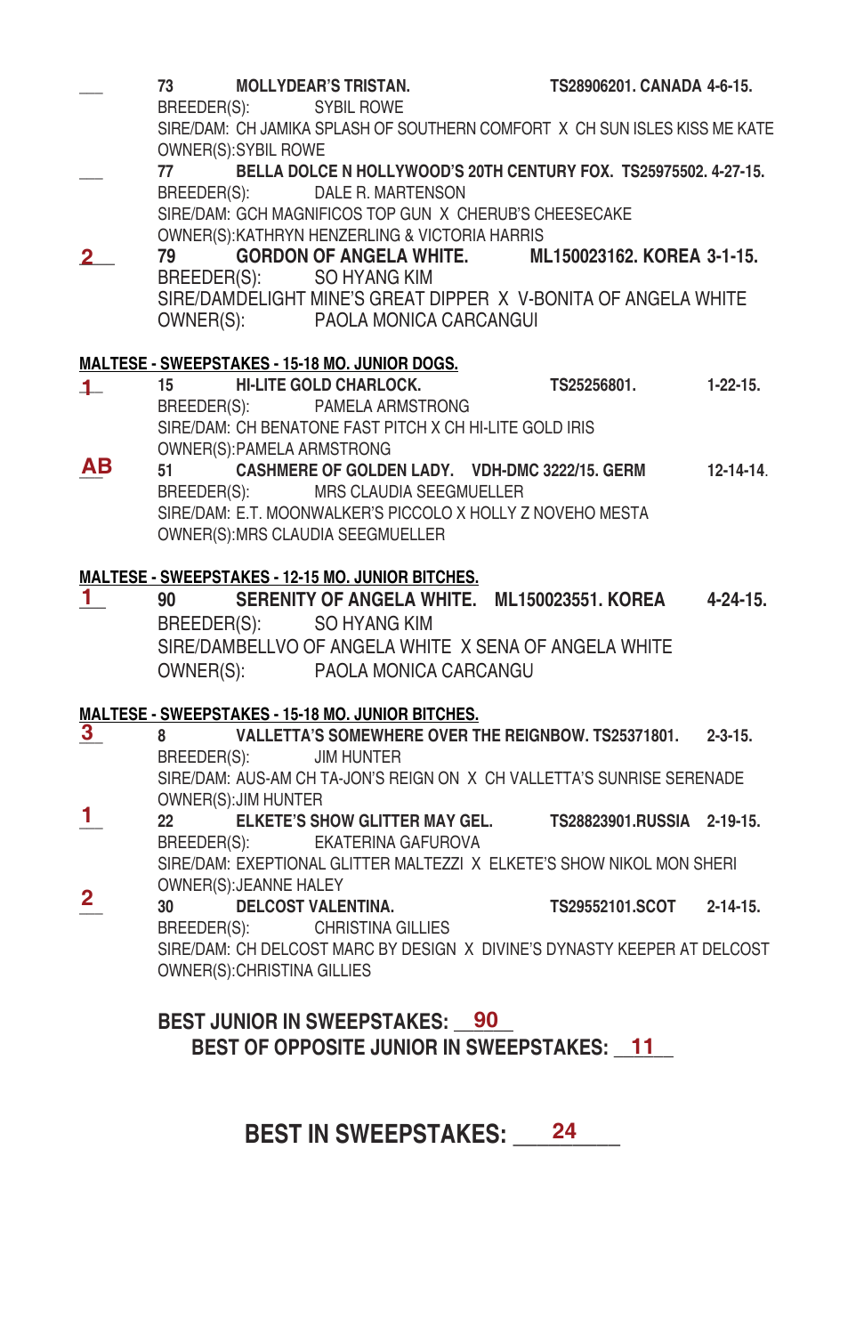___ 73 **MOLLYDEAR'S TRISTAN.** **TS28906201. CANADA 4-6-15.**
BREEDER(S): SYBIL ROWE
SIRE/DAM: CH JAMIKA SPLASH OF SOUTHERN COMFORT X CH SUN ISLES KISS ME KATE
OWNER(S):SYBIL ROWE

___ 77 **BELLA DOLCE N HOLLYWOOD'S 20TH CENTURY FOX. TS25975502. 4-27-15.**
BREEDER(S): DALE R. MARTENSON
SIRE/DAM: GCH MAGNIFICOS TOP GUN X CHERUB'S CHEESECAKE
OWNER(S):KATHRYN HENZERLING & VICTORIA HARRIS

2 79 **GORDON OF ANGELA WHITE.** **ML150023162. KOREA 3-1-15.**
BREEDER(S): SO HYANG KIM
SIRE/DAMDELIGHT MINE'S GREAT DIPPER X V-BONITA OF ANGELA WHITE
OWNER(S): PAOLA MONICA CARCANGUI

**MALTESE - SWEEPSTAKES - 15-18 MO. JUNIOR DOGS.**

1 15 **HI-LITE GOLD CHARLOCK.** **TS25256801.** **1-22-15.**
BREEDER(S): PAMELA ARMSTRONG
SIRE/DAM: CH BENATONE FAST PITCH X CH HI-LITE GOLD IRIS
OWNER(S):PAMELA ARMSTRONG

AB 51 **CASHMERE OF GOLDEN LADY.** **VDH-DMC 3222/15. GERM** **12-14-14.**
BREEDER(S): MRS CLAUDIA SEEGMUELLER
SIRE/DAM: E.T. MOONWALKER'S PICCOLO X HOLLY Z NOVEHO MESTA
OWNER(S):MRS CLAUDIA SEEGMUELLER

**MALTESE - SWEEPSTAKES - 12-15 MO. JUNIOR BITCHES.**

1 90 **SERENITY OF ANGELA WHITE.** **ML150023551. KOREA** **4-24-15.**
BREEDER(S): SO HYANG KIM
SIRE/DAMBELLVO OF ANGELA WHITE X SENA OF ANGELA WHITE
OWNER(S): PAOLA MONICA CARCANGU

**MALTESE - SWEEPSTAKES - 15-18 MO. JUNIOR BITCHES.**

3 8 **VALLETTA'S SOMEWHERE OVER THE REIGNBOW. TS25371801.** **2-3-15.**
BREEDER(S): JIM HUNTER
SIRE/DAM: AUS-AM CH TA-JON'S REIGN ON X CH VALLETTA'S SUNRISE SERENADE
OWNER(S):JIM HUNTER

1 22 **ELKETE'S SHOW GLITTER MAY GEL.** **TS28823901.RUSSIA** **2-19-15.**
BREEDER(S): EKATERINA GAFUROVA
SIRE/DAM: EXEPTIONAL GLITTER MALTEZZI X ELKETE'S SHOW NIKOL MON SHERI
OWNER(S):JEANNE HALEY

2 30 **DELCOST VALENTINA.** **TS29552101.SCOT** **2-14-15.**
BREEDER(S): CHRISTINA GILLIES
SIRE/DAM: CH DELCOST MARC BY DESIGN X DIVINE'S DYNASTY KEEPER AT DELCOST
OWNER(S):CHRISTINA GILLIES

**BEST JUNIOR IN SWEEPSTAKES:** 90

**BEST OF OPPOSITE JUNIOR IN SWEEPSTAKES:** 11

## BEST IN SWEEPSTAKES: 24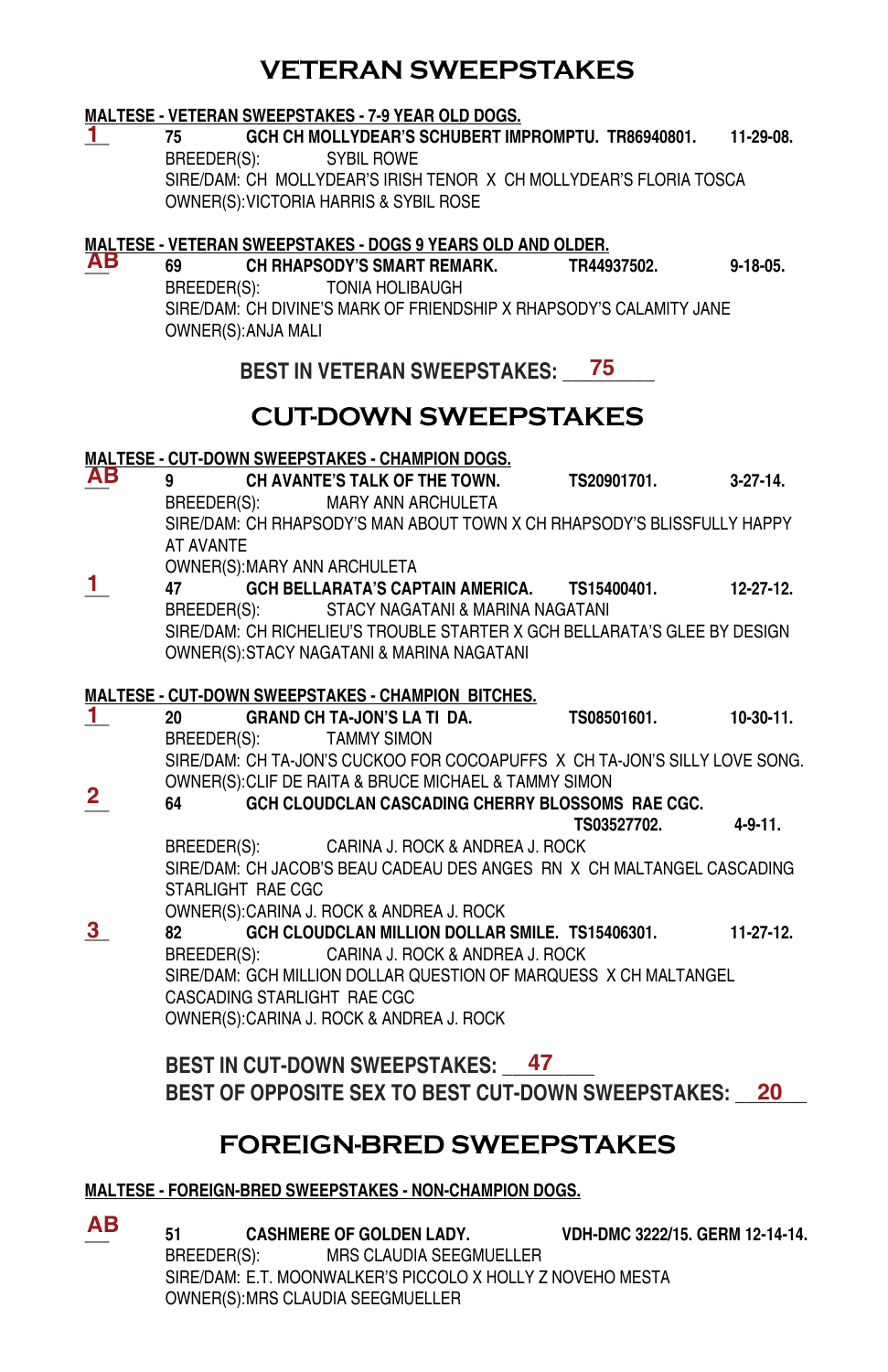# VETERAN SWEEPSTAKES

**MALTESE - VETERAN SWEEPSTAKES - 7-9 YEAR OLD DOGS.**

**1** **75** **GCH CH MOLLYDEAR'S SCHUBERT IMPROMPTU. TR86940801. 11-29-08.**
BREEDER(S): SYBIL ROWE
SIRE/DAM: CH MOLLYDEAR'S IRISH TENOR X CH MOLLYDEAR'S FLORIA TOSCA
OWNER(S):VICTORIA HARRIS & SYBIL ROSE

**MALTESE - VETERAN SWEEPSTAKES - DOGS 9 YEARS OLD AND OLDER.**

**AB** **69** **CH RHAPSODY'S SMART REMARK. TR44937502. 9-18-05.**
BREEDER(S): TONIA HOLIBAUGH
SIRE/DAM: CH DIVINE'S MARK OF FRIENDSHIP X RHAPSODY'S CALAMITY JANE
OWNER(S):ANJA MALI

**BEST IN VETERAN SWEEPSTAKES: 75**

# CUT-DOWN SWEEPSTAKES

**MALTESE - CUT-DOWN SWEEPSTAKES - CHAMPION DOGS.**

**AB** **9** **CH AVANTE'S TALK OF THE TOWN. TS20901701. 3-27-14.**
BREEDER(S): MARY ANN ARCHULETA
SIRE/DAM: CH RHAPSODY'S MAN ABOUT TOWN X CH RHAPSODY'S BLISSFULLY HAPPY AT AVANTE
OWNER(S):MARY ANN ARCHULETA

**1** **47** **GCH BELLARATA'S CAPTAIN AMERICA. TS15400401. 12-27-12.**
BREEDER(S): STACY NAGATANI & MARINA NAGATANI
SIRE/DAM: CH RICHELIEU'S TROUBLE STARTER X GCH BELLARATA'S GLEE BY DESIGN
OWNER(S):STACY NAGATANI & MARINA NAGATANI

**MALTESE - CUT-DOWN SWEEPSTAKES - CHAMPION BITCHES.**

**1** **20** **GRAND CH TA-JON'S LA TI DA. TS08501601. 10-30-11.**
BREEDER(S): TAMMY SIMON
SIRE/DAM: CH TA-JON'S CUCKOO FOR COCOAPUFFS X CH TA-JON'S SILLY LOVE SONG.
OWNER(S):CLIF DE RAITA & BRUCE MICHAEL & TAMMY SIMON

**2** **64** **GCH CLOUDCLAN CASCADING CHERRY BLOSSOMS RAE CGC. TS03527702. 4-9-11.**
BREEDER(S): CARINA J. ROCK & ANDREA J. ROCK
SIRE/DAM: CH JACOB'S BEAU CADEAU DES ANGES RN X CH MALTANGEL CASCADING STARLIGHT RAE CGC
OWNER(S):CARINA J. ROCK & ANDREA J. ROCK

**3** **82** **GCH CLOUDCLAN MILLION DOLLAR SMILE. TS15406301. 11-27-12.**
BREEDER(S): CARINA J. ROCK & ANDREA J. ROCK
SIRE/DAM: GCH MILLION DOLLAR QUESTION OF MARQUESS X CH MALTANGEL CASCADING STARLIGHT RAE CGC
OWNER(S):CARINA J. ROCK & ANDREA J. ROCK

**BEST IN CUT-DOWN SWEEPSTAKES: 47**
**BEST OF OPPOSITE SEX TO BEST CUT-DOWN SWEEPSTAKES: 20**

# FOREIGN-BRED SWEEPSTAKES

**MALTESE - FOREIGN-BRED SWEEPSTAKES - NON-CHAMPION DOGS.**

**AB** **51** **CASHMERE OF GOLDEN LADY. VDH-DMC 3222/15. GERM 12-14-14.**
BREEDER(S): MRS CLAUDIA SEEGMUELLER
SIRE/DAM: E.T. MOONWALKER'S PICCOLO X HOLLY Z NOVEHO MESTA
OWNER(S):MRS CLAUDIA SEEGMUELLER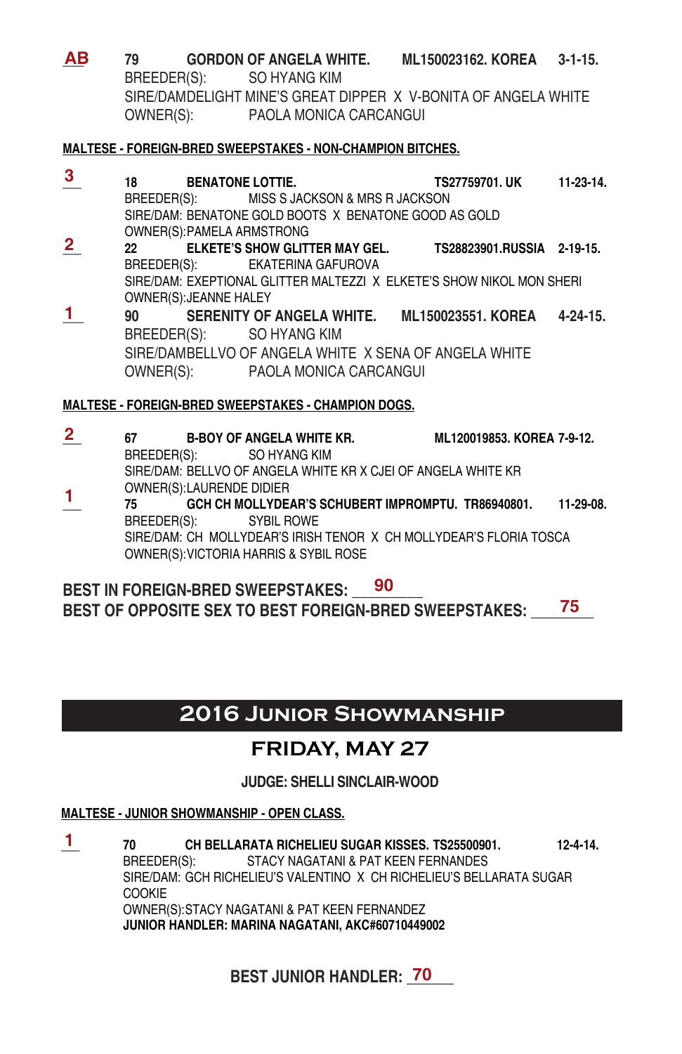**AB** **79** **GORDON OF ANGELA WHITE.** **ML150023162. KOREA** **3-1-15.**
BREEDER(S): SO HYANG KIM
SIRE/DAMDELIGHT MINE'S GREAT DIPPER X V-BONITA OF ANGELA WHITE
OWNER(S): PAOLA MONICA CARCANGUI

**MALTESE - FOREIGN-BRED SWEEPSTAKES - NON-CHAMPION BITCHES.**

**3** **18** **BENATONE LOTTIE.** **TS27759701. UK** **11-23-14.**
BREEDER(S): MISS S JACKSON & MRS R JACKSON
SIRE/DAM: BENATONE GOLD BOOTS X BENATONE GOOD AS GOLD
OWNER(S):PAMELA ARMSTRONG

**2** **22** **ELKETE'S SHOW GLITTER MAY GEL.** **TS28823901.RUSSIA** **2-19-15.**
BREEDER(S): EKATERINA GAFUROVA
SIRE/DAM: EXEPTIONAL GLITTER MALTEZZI X ELKETE'S SHOW NIKOL MON SHERI
OWNER(S):JEANNE HALEY

**1** **90** **SERENITY OF ANGELA WHITE.** **ML150023551. KOREA** **4-24-15.**
BREEDER(S): SO HYANG KIM
SIRE/DAMBELLVO OF ANGELA WHITE X SENA OF ANGELA WHITE
OWNER(S): PAOLA MONICA CARCANGUI

**MALTESE - FOREIGN-BRED SWEEPSTAKES - CHAMPION DOGS.**

**2** **67** **B-BOY OF ANGELA WHITE KR.** **ML120019853. KOREA 7-9-12.**
BREEDER(S): SO HYANG KIM
SIRE/DAM: BELLVO OF ANGELA WHITE KR X CJEI OF ANGELA WHITE KR
OWNER(S):LAURENDE DIDIER

**1** **75** **GCH CH MOLLYDEAR'S SCHUBERT IMPROMPTU.** **TR86940801.** **11-29-08.**
BREEDER(S): SYBIL ROWE
SIRE/DAM: CH MOLLYDEAR'S IRISH TENOR X CH MOLLYDEAR'S FLORIA TOSCA
OWNER(S):VICTORIA HARRIS & SYBIL ROSE

**BEST IN FOREIGN-BRED SWEEPSTAKES: 90**
**BEST OF OPPOSITE SEX TO BEST FOREIGN-BRED SWEEPSTAKES: 75**

## 2016 Junior Showmanship

## FRIDAY, MAY 27

**JUDGE: SHELLI SINCLAIR-WOOD**

**MALTESE - JUNIOR SHOWMANSHIP - OPEN CLASS.**

**1** **70** **CH BELLARATA RICHELIEU SUGAR KISSES. TS25500901.** **12-4-14.**
BREEDER(S): STACY NAGATANI & PAT KEEN FERNANDES
SIRE/DAM: GCH RICHELIEU'S VALENTINO X CH RICHELIEU'S BELLARATA SUGAR COOKIE
OWNER(S):STACY NAGATANI & PAT KEEN FERNANDEZ
**JUNIOR HANDLER: MARINA NAGATANI, AKC#60710449002**

**BEST JUNIOR HANDLER: 70**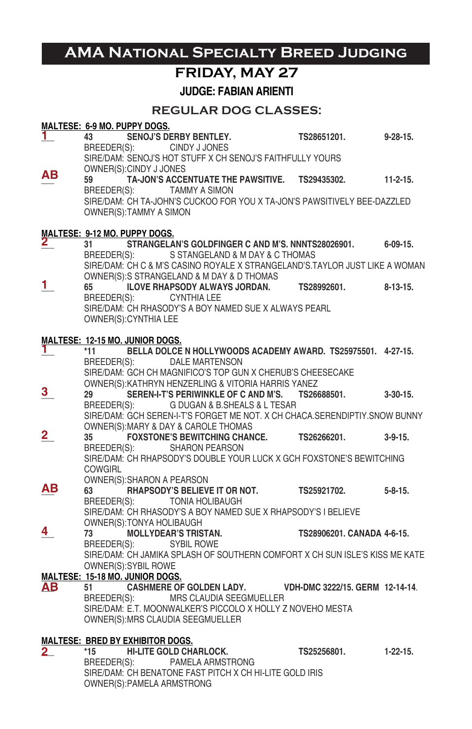# AMA National Specialty Breed Judging

## FRIDAY, MAY 27

### JUDGE: FABIAN ARIENTI

## REGULAR DOG CLASSES:

**MALTESE: 6-9 MO. PUPPY DOGS.**

**1** 43 **SENOJ'S DERBY BENTLEY.** TS28651201. 9-28-15.
BREEDER(S): CINDY J JONES
SIRE/DAM: SENOJ'S HOT STUFF X CH SENOJ'S FAITHFULLY YOURS
OWNER(S):CINDY J JONES

**AB** 59 **TA-JON'S ACCENTUATE THE PAWSITIVE.** TS29435302. 11-2-15.
BREEDER(S): TAMMY A SIMON
SIRE/DAM: CH TA-JOHN'S CUCKOO FOR YOU X TA-JON'S PAWSITIVELY BEE-DAZZLED
OWNER(S):TAMMY A SIMON

**MALTESE: 9-12 MO. PUPPY DOGS.**

**2** 31 **STRANGELAN'S GOLDFINGER C AND M'S.** NNNTS28026901. 6-09-15.
BREEDER(S): S STANGELAND & M DAY & C THOMAS
SIRE/DAM: CH C & M'S CASINO ROYALE X STRANGELAND'S.TAYLOR JUST LIKE A WOMAN
OWNER(S):S STRANGELAND & M DAY & D THOMAS

**1** 65 **ILOVE RHAPSODY ALWAYS JORDAN.** TS28992601. 8-13-15.
BREEDER(S): CYNTHIA LEE
SIRE/DAM: CH RHASODY'S A BOY NAMED SUE X ALWAYS PEARL
OWNER(S):CYNTHIA LEE

**MALTESE: 12-15 MO. JUNIOR DOGS.**

**1** *11 **BELLA DOLCE N HOLLYWOODS ACADEMY AWARD.** TS25975501. 4-27-15.
BREEDER(S): DALE MARTENSON
SIRE/DAM: GCH CH MAGNIFICO'S TOP GUN X CHERUB'S CHEESECAKE
OWNER(S):KATHRYN HENZERLING & VITORIA HARRIS YANEZ

**3** 29 **SEREN-I-T'S PERIWINKLE OF C AND M'S.** TS26688501. 3-30-15.
BREEDER(S): G DUGAN & B.SHEALS & L TESAR
SIRE/DAM: GCH SEREN-I-T'S FORGET ME NOT. X CH CHACA.SERENDIPTIY.SNOW BUNNY
OWNER(S):MARY & DAY & CAROLE THOMAS

**2** 35 **FOXSTONE'S BEWITCHING CHANCE.** TS26266201. 3-9-15.
BREEDER(S): SHARON PEARSON
SIRE/DAM: CH RHAPSODY'S DOUBLE YOUR LUCK X GCH FOXSTONE'S BEWITCHING COWGIRL
OWNER(S):SHARON A PEARSON

**AB** 63 **RHAPSODY'S BELIEVE IT OR NOT.** TS25921702. 5-8-15.
BREEDER(S): TONIA HOLIBAUGH
SIRE/DAM: CH RHASODY'S A BOY NAMED SUE X RHAPSODY'S I BELIEVE
OWNER(S):TONYA HOLIBAUGH

**4** 73 **MOLLYDEAR'S TRISTAN.** TS28906201. CANADA 4-6-15.
BREEDER(S): SYBIL ROWE
SIRE/DAM: CH JAMIKA SPLASH OF SOUTHERN COMFORT X CH SUN ISLE'S KISS ME KATE
OWNER(S):SYBIL ROWE

**MALTESE: 15-18 MO. JUNIOR DOGS.**

**AB** 51 **CASHMERE OF GOLDEN LADY.** VDH-DMC 3222/15. GERM 12-14-14.
BREEDER(S): MRS CLAUDIA SEEGMUELLER
SIRE/DAM: E.T. MOONWALKER'S PICCOLO X HOLLY Z NOVEHO MESTA
OWNER(S):MRS CLAUDIA SEEGMUELLER

**MALTESE: BRED BY EXHIBITOR DOGS.**

**2** *15 **HI-LITE GOLD CHARLOCK.** TS25256801. 1-22-15.
BREEDER(S): PAMELA ARMSTRONG
SIRE/DAM: CH BENATONE FAST PITCH X CH HI-LITE GOLD IRIS
OWNER(S):PAMELA ARMSTRONG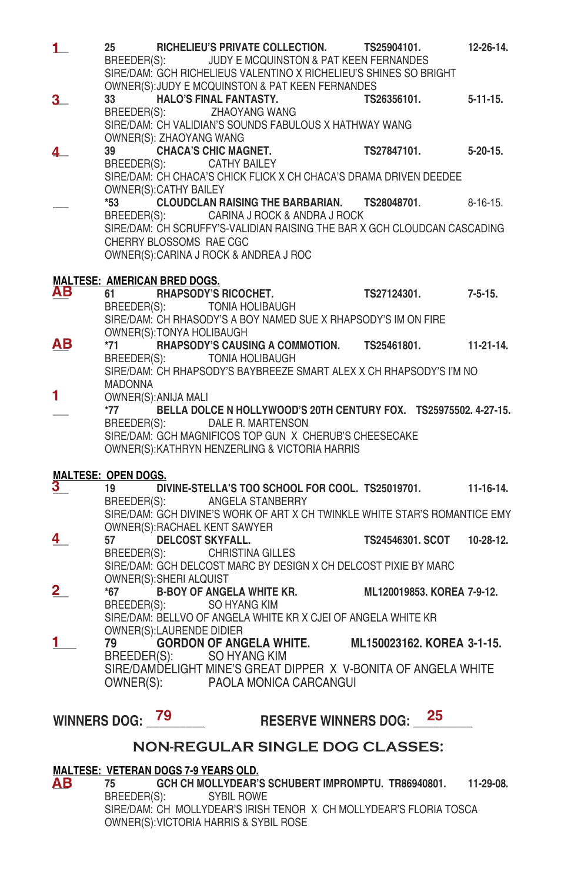**1** 25 **RICHELIEU'S PRIVATE COLLECTION.** **TS25904101.** **12-26-14.**
BREEDER(S): JUDY E MCQUINSTON & PAT KEEN FERNANDES
SIRE/DAM: GCH RICHELIEUS VALENTINO X RICHELIEU'S SHINES SO BRIGHT
OWNER(S):JUDY E MCQUINSTON & PAT KEEN FERNANDES

**3** 33 **HALO'S FINAL FANTASTY.** **TS26356101.** **5-11-15.**
BREEDER(S): ZHAOYANG WANG
SIRE/DAM: CH VALIDIAN'S SOUNDS FABULOUS X HATHWAY WANG
OWNER(S): ZHAOYANG WANG

**4** 39 **CHACA'S CHIC MAGNET.** **TS27847101.** **5-20-15.**
BREEDER(S): CATHY BAILEY
SIRE/DAM: CH CHACA'S CHICK FLICK X CH CHACA'S DRAMA DRIVEN DEEDEE
OWNER(S):CATHY BAILEY

___ *53 **CLOUDCLAN RAISING THE BARBARIAN.** **TS28048701.** 8-16-15.
BREEDER(S): CARINA J ROCK & ANDRA J ROCK
SIRE/DAM: CH SCRUFFY'S-VALIDIAN RAISING THE BAR X GCH CLOUDCAN CASCADING CHERRY BLOSSOMS RAE CGC
OWNER(S):CARINA J ROCK & ANDREA J ROC

**MALTESE: AMERICAN BRED DOGS.**

**AB** 61 **RHAPSODY'S RICOCHET.** **TS27124301.** **7-5-15.**
BREEDER(S): TONIA HOLIBAUGH
SIRE/DAM: CH RHASODY'S A BOY NAMED SUE X RHAPSODY'S IM ON FIRE
OWNER(S):TONYA HOLIBAUGH

**AB** *71 **RHAPSODY'S CAUSING A COMMOTION.** **TS25461801.** **11-21-14.**
BREEDER(S): TONIA HOLIBAUGH
SIRE/DAM: CH RHAPSODY'S BAYBREEZE SMART ALEX X CH RHAPSODY'S I'M NO MADONNA
OWNER(S):ANIJA MALI

**1** *77 **BELLA DOLCE N HOLLYWOOD'S 20TH CENTURY FOX.** **TS25975502. 4-27-15.**
BREEDER(S): DALE R. MARTENSON
SIRE/DAM: GCH MAGNIFICOS TOP GUN X CHERUB'S CHEESECAKE
OWNER(S):KATHRYN HENZERLING & VICTORIA HARRIS

**MALTESE: OPEN DOGS.**

**3** 19 **DIVINE-STELLA'S TOO SCHOOL FOR COOL.** **TS25019701.** **11-16-14.**
BREEDER(S): ANGELA STANBERRY
SIRE/DAM: GCH DIVINE'S WORK OF ART X CH TWINKLE WHITE STAR'S ROMANTICE EMY
OWNER(S):RACHAEL KENT SAWYER

**4** 57 **DELCOST SKYFALL.** **TS24546301. SCOT** **10-28-12.**
BREEDER(S): CHRISTINA GILLES
SIRE/DAM: GCH DELCOST MARC BY DESIGN X CH DELCOST PIXIE BY MARC
OWNER(S):SHERI ALQUIST

**2** *67 **B-BOY OF ANGELA WHITE KR.** **ML120019853. KOREA 7-9-12.**
BREEDER(S): SO HYANG KIM
SIRE/DAM: BELLVO OF ANGELA WHITE KR X CJEI OF ANGELA WHITE KR
OWNER(S):LAURENDE DIDIER

**1** 79 **GORDON OF ANGELA WHITE.** **ML150023162. KOREA 3-1-15.**
BREEDER(S): SO HYANG KIM
SIRE/DAMDELIGHT MINE'S GREAT DIPPER X V-BONITA OF ANGELA WHITE
OWNER(S): PAOLA MONICA CARCANGUI

**WINNERS DOG:** 79 **RESERVE WINNERS DOG:** 25

## NON-REGULAR SINGLE DOG CLASSES:

**MALTESE: VETERAN DOGS 7-9 YEARS OLD.**

**AB** 75 **GCH CH MOLLYDEAR'S SCHUBERT IMPROMPTU.** **TR86940801.** **11-29-08.**
BREEDER(S): SYBIL ROWE
SIRE/DAM: CH MOLLYDEAR'S IRISH TENOR X CH MOLLYDEAR'S FLORIA TOSCA
OWNER(S):VICTORIA HARRIS & SYBIL ROSE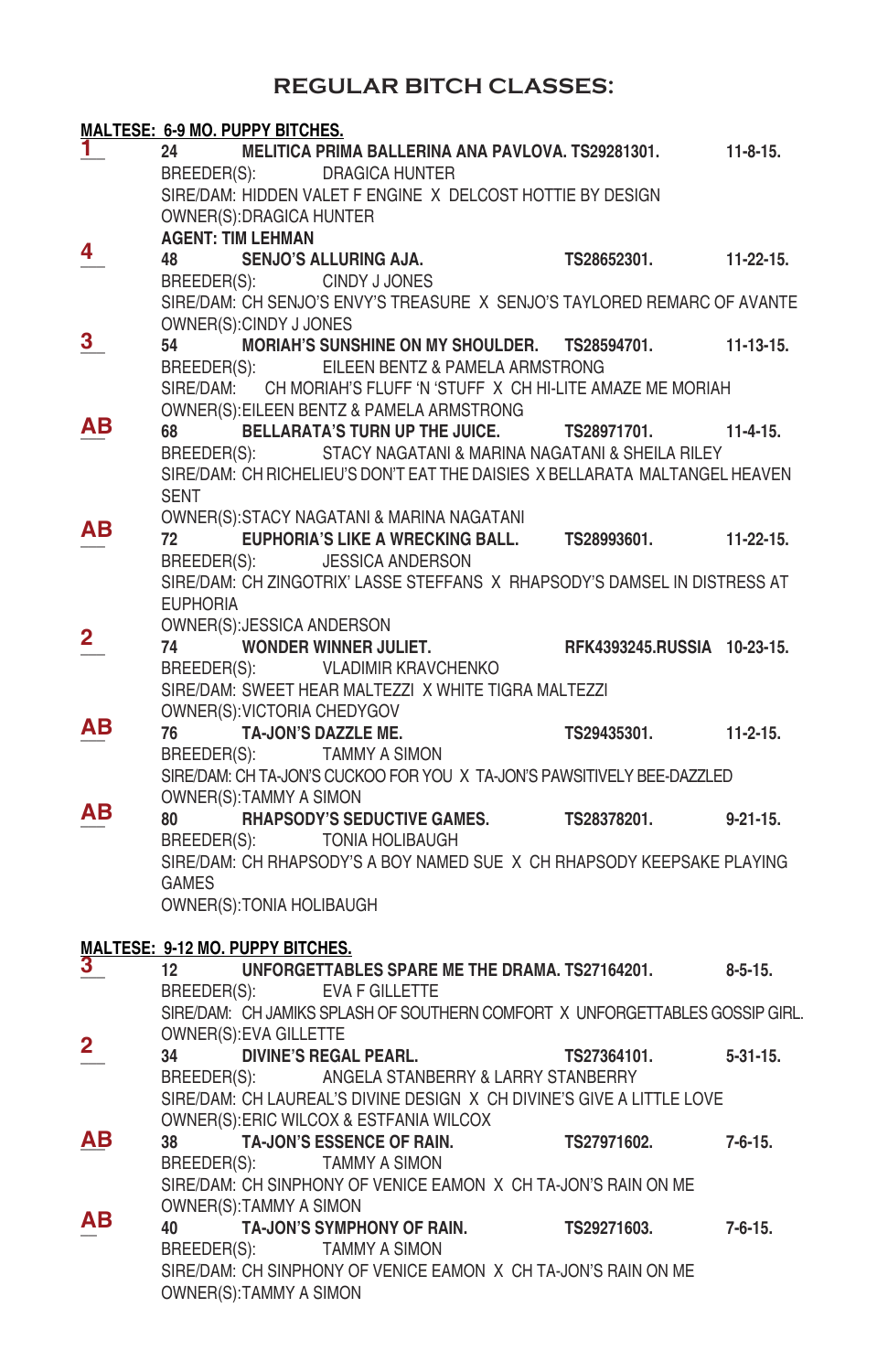# REGULAR BITCH CLASSES:

**MALTESE: 6-9 MO. PUPPY BITCHES.**

**1** — 24 **MELITICA PRIMA BALLERINA ANA PAVLOVA. TS29281301.** **11-8-15.**
BREEDER(S): DRAGICA HUNTER
SIRE/DAM: HIDDEN VALET F ENGINE X DELCOST HOTTIE BY DESIGN
OWNER(S):DRAGICA HUNTER
**AGENT: TIM LEHMAN**

**4** — 48 **SENJO'S ALLURING AJA.** **TS28652301.** **11-22-15.**
BREEDER(S): CINDY J JONES
SIRE/DAM: CH SENJO'S ENVY'S TREASURE X SENJO'S TAYLORED REMARC OF AVANTE
OWNER(S):CINDY J JONES

**3** — 54 **MORIAH'S SUNSHINE ON MY SHOULDER.** **TS28594701.** **11-13-15.**
BREEDER(S): EILEEN BENTZ & PAMELA ARMSTRONG
SIRE/DAM: CH MORIAH'S FLUFF 'N 'STUFF X CH HI-LITE AMAZE ME MORIAH
OWNER(S):EILEEN BENTZ & PAMELA ARMSTRONG

**AB** — 68 **BELLARATA'S TURN UP THE JUICE.** **TS28971701.** **11-4-15.**
BREEDER(S): STACY NAGATANI & MARINA NAGATANI & SHEILA RILEY
SIRE/DAM: CH RICHELIEU'S DON'T EAT THE DAISIES X BELLARATA MALTANGEL HEAVEN SENT
OWNER(S):STACY NAGATANI & MARINA NAGATANI

**AB** — 72 **EUPHORIA'S LIKE A WRECKING BALL.** **TS28993601.** **11-22-15.**
BREEDER(S): JESSICA ANDERSON
SIRE/DAM: CH ZINGOTRIX' LASSE STEFFANS X RHAPSODY'S DAMSEL IN DISTRESS AT EUPHORIA
OWNER(S):JESSICA ANDERSON

**2** — 74 **WONDER WINNER JULIET.** **RFK4393245.RUSSIA** **10-23-15.**
BREEDER(S): VLADIMIR KRAVCHENKO
SIRE/DAM: SWEET HEAR MALTEZZI X WHITE TIGRA MALTEZZI
OWNER(S):VICTORIA CHEDYGOV

**AB** — 76 **TA-JON'S DAZZLE ME.** **TS29435301.** **11-2-15.**
BREEDER(S): TAMMY A SIMON
SIRE/DAM: CH TA-JON'S CUCKOO FOR YOU X TA-JON'S PAWSITIVELY BEE-DAZZLED
OWNER(S):TAMMY A SIMON

**AB** — 80 **RHAPSODY'S SEDUCTIVE GAMES.** **TS28378201.** **9-21-15.**
BREEDER(S): TONIA HOLIBAUGH
SIRE/DAM: CH RHAPSODY'S A BOY NAMED SUE X CH RHAPSODY KEEPSAKE PLAYING GAMES
OWNER(S):TONIA HOLIBAUGH

**MALTESE: 9-12 MO. PUPPY BITCHES.**

**3** — 12 **UNFORGETTABLES SPARE ME THE DRAMA. TS27164201.** **8-5-15.**
BREEDER(S): EVA F GILLETTE
SIRE/DAM: CH JAMIKS SPLASH OF SOUTHERN COMFORT X UNFORGETTABLES GOSSIP GIRL.
OWNER(S):EVA GILLETTE

**2** — 34 **DIVINE'S REGAL PEARL.** **TS27364101.** **5-31-15.**
BREEDER(S): ANGELA STANBERRY & LARRY STANBERRY
SIRE/DAM: CH LAUREAL'S DIVINE DESIGN X CH DIVINE'S GIVE A LITTLE LOVE
OWNER(S):ERIC WILCOX & ESTFANIA WILCOX

**AB** — 38 **TA-JON'S ESSENCE OF RAIN.** **TS27971602.** **7-6-15.**
BREEDER(S): TAMMY A SIMON
SIRE/DAM: CH SINPHONY OF VENICE EAMON X CH TA-JON'S RAIN ON ME
OWNER(S):TAMMY A SIMON

**AB** — 40 **TA-JON'S SYMPHONY OF RAIN.** **TS29271603.** **7-6-15.**
BREEDER(S): TAMMY A SIMON
SIRE/DAM: CH SINPHONY OF VENICE EAMON X CH TA-JON'S RAIN ON ME
OWNER(S):TAMMY A SIMON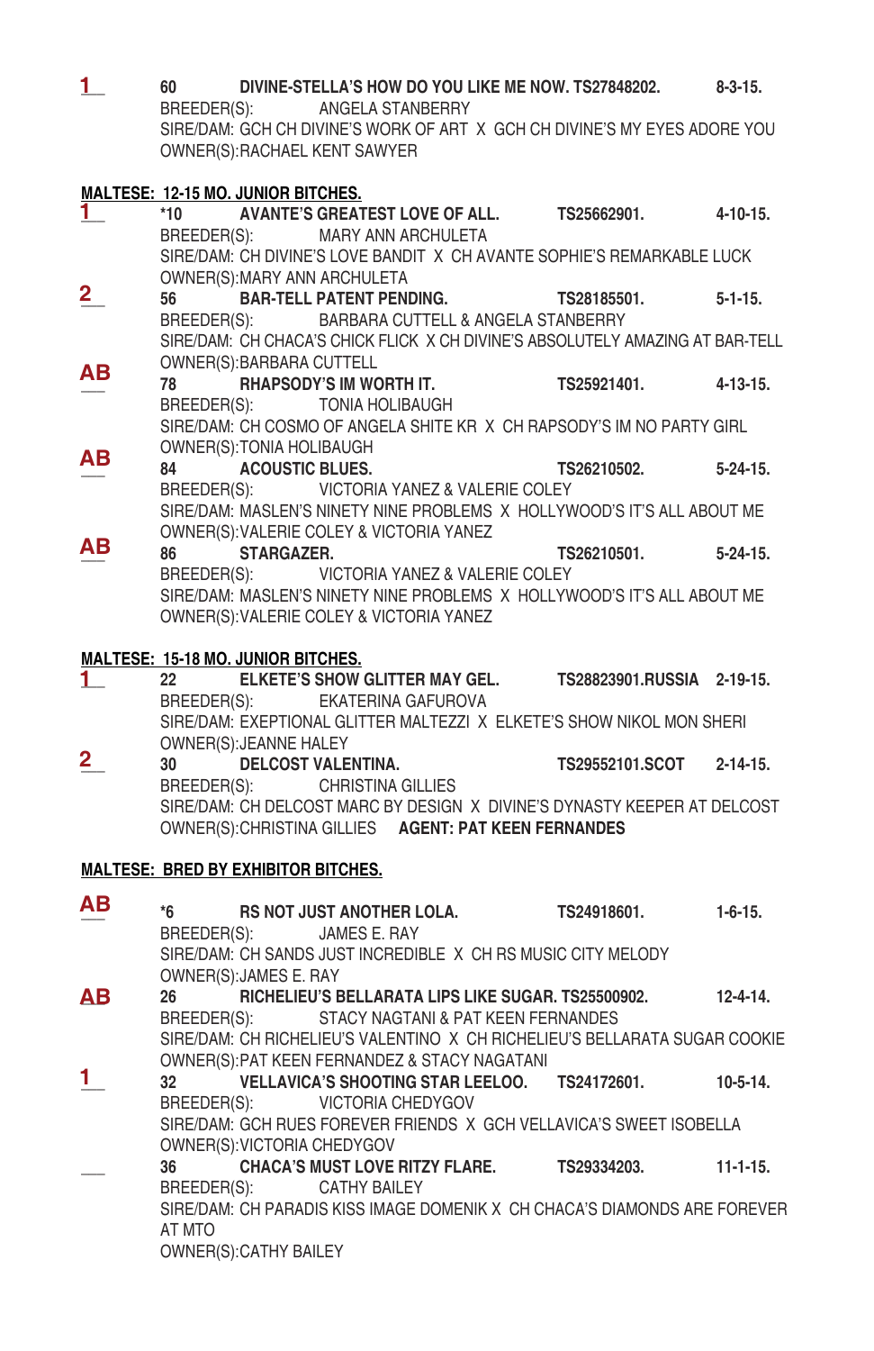1 60 **DIVINE-STELLA'S HOW DO YOU LIKE ME NOW. TS27848202. 8-3-15.**
BREEDER(S): ANGELA STANBERRY
SIRE/DAM: GCH CH DIVINE'S WORK OF ART X GCH CH DIVINE'S MY EYES ADORE YOU
OWNER(S):RACHAEL KENT SAWYER

**MALTESE: 12-15 MO. JUNIOR BITCHES.**

1 *10 **AVANTE'S GREATEST LOVE OF ALL. TS25662901. 4-10-15.**
BREEDER(S): MARY ANN ARCHULETA
SIRE/DAM: CH DIVINE'S LOVE BANDIT X CH AVANTE SOPHIE'S REMARKABLE LUCK
OWNER(S):MARY ANN ARCHULETA

2 56 **BAR-TELL PATENT PENDING. TS28185501. 5-1-15.**
BREEDER(S): BARBARA CUTTELL & ANGELA STANBERRY
SIRE/DAM: CH CHACA'S CHICK FLICK X CH DIVINE'S ABSOLUTELY AMAZING AT BAR-TELL
OWNER(S):BARBARA CUTTELL

AB 78 **RHAPSODY'S IM WORTH IT. TS25921401. 4-13-15.**
BREEDER(S): TONIA HOLIBAUGH
SIRE/DAM: CH COSMO OF ANGELA SHITE KR X CH RAPSODY'S IM NO PARTY GIRL
OWNER(S):TONIA HOLIBAUGH

AB 84 **ACOUSTIC BLUES. TS26210502. 5-24-15.**
BREEDER(S): VICTORIA YANEZ & VALERIE COLEY
SIRE/DAM: MASLEN'S NINETY NINE PROBLEMS X HOLLYWOOD'S IT'S ALL ABOUT ME
OWNER(S):VALERIE COLEY & VICTORIA YANEZ

AB 86 **STARGAZER. TS26210501. 5-24-15.**
BREEDER(S): VICTORIA YANEZ & VALERIE COLEY
SIRE/DAM: MASLEN'S NINETY NINE PROBLEMS X HOLLYWOOD'S IT'S ALL ABOUT ME
OWNER(S):VALERIE COLEY & VICTORIA YANEZ

**MALTESE: 15-18 MO. JUNIOR BITCHES.**

1 22 **ELKETE'S SHOW GLITTER MAY GEL. TS28823901.RUSSIA 2-19-15.**
BREEDER(S): EKATERINA GAFUROVA
SIRE/DAM: EXEPTIONAL GLITTER MALTEZZI X ELKETE'S SHOW NIKOL MON SHERI
OWNER(S):JEANNE HALEY

2 30 **DELCOST VALENTINA. TS29552101.SCOT 2-14-15.**
BREEDER(S): CHRISTINA GILLIES
SIRE/DAM: CH DELCOST MARC BY DESIGN X DIVINE'S DYNASTY KEEPER AT DELCOST
OWNER(S):CHRISTINA GILLIES **AGENT: PAT KEEN FERNANDES**

**MALTESE: BRED BY EXHIBITOR BITCHES.**

AB *6 **RS NOT JUST ANOTHER LOLA. TS24918601. 1-6-15.**
BREEDER(S): JAMES E. RAY
SIRE/DAM: CH SANDS JUST INCREDIBLE X CH RS MUSIC CITY MELODY
OWNER(S):JAMES E. RAY

AB 26 **RICHELIEU'S BELLARATA LIPS LIKE SUGAR. TS25500902. 12-4-14.**
BREEDER(S): STACY NAGTANI & PAT KEEN FERNANDES
SIRE/DAM: CH RICHELIEU'S VALENTINO X CH RICHELIEU'S BELLARATA SUGAR COOKIE
OWNER(S):PAT KEEN FERNANDEZ & STACY NAGATANI

1 32 **VELLAVICA'S SHOOTING STAR LEELOO. TS24172601. 10-5-14.**
BREEDER(S): VICTORIA CHEDYGOV
SIRE/DAM: GCH RUES FOREVER FRIENDS X GCH VELLAVICA'S SWEET ISOBELLA
OWNER(S):VICTORIA CHEDYGOV

___ 36 **CHACA'S MUST LOVE RITZY FLARE. TS29334203. 11-1-15.**
BREEDER(S): CATHY BAILEY
SIRE/DAM: CH PARADIS KISS IMAGE DOMENIK X CH CHACA'S DIAMONDS ARE FOREVER AT MTO
OWNER(S):CATHY BAILEY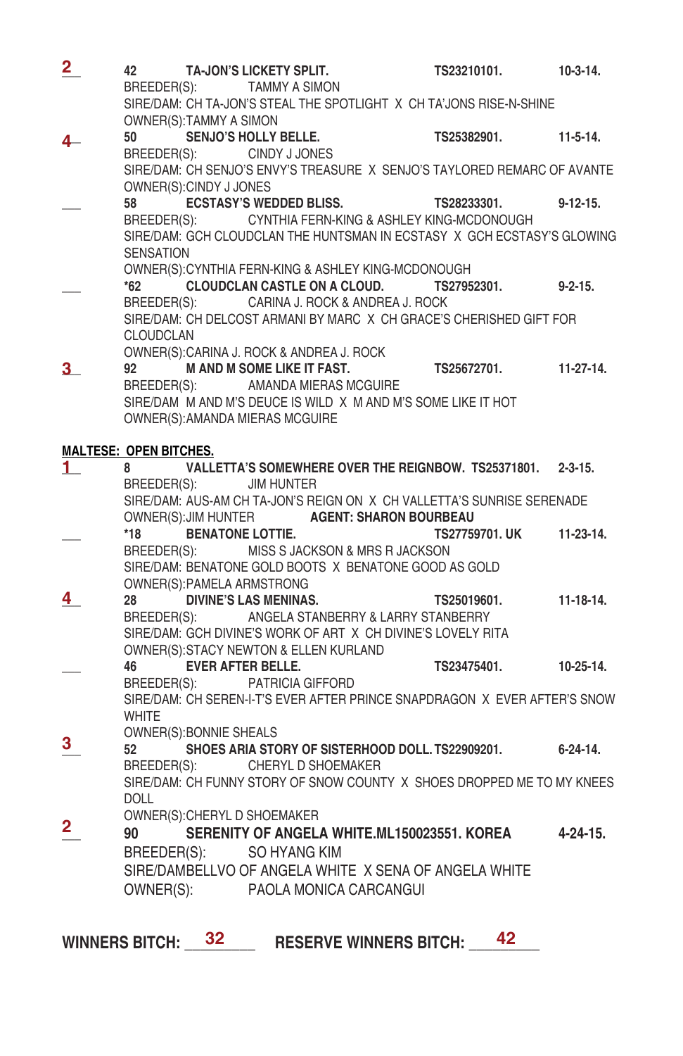**2** 42 **TA-JON'S LICKETY SPLIT.** TS23210101. 10-3-14.
BREEDER(S): TAMMY A SIMON
SIRE/DAM: CH TA-JON'S STEAL THE SPOTLIGHT X CH TA'JONS RISE-N-SHINE
OWNER(S):TAMMY A SIMON

**4** 50 **SENJO'S HOLLY BELLE.** TS25382901. 11-5-14.
BREEDER(S): CINDY J JONES
SIRE/DAM: CH SENJO'S ENVY'S TREASURE X SENJO'S TAYLORED REMARC OF AVANTE
OWNER(S):CINDY J JONES

___ 58 **ECSTASY'S WEDDED BLISS.** TS28233301. 9-12-15.
BREEDER(S): CYNTHIA FERN-KING & ASHLEY KING-MCDONOUGH
SIRE/DAM: GCH CLOUDCLAN THE HUNTSMAN IN ECSTASY X GCH ECSTASY'S GLOWING SENSATION
OWNER(S):CYNTHIA FERN-KING & ASHLEY KING-MCDONOUGH

___ *62 **CLOUDCLAN CASTLE ON A CLOUD.** TS27952301. 9-2-15.
BREEDER(S): CARINA J. ROCK & ANDREA J. ROCK
SIRE/DAM: CH DELCOST ARMANI BY MARC X CH GRACE'S CHERISHED GIFT FOR CLOUDCLAN
OWNER(S):CARINA J. ROCK & ANDREA J. ROCK

**3** 92 **M AND M SOME LIKE IT FAST.** TS25672701. 11-27-14.
BREEDER(S): AMANDA MIERAS MCGUIRE
SIRE/DAM M AND M'S DEUCE IS WILD X M AND M'S SOME LIKE IT HOT
OWNER(S):AMANDA MIERAS MCGUIRE

## MALTESE: OPEN BITCHES.

**1** 8 **VALLETTA'S SOMEWHERE OVER THE REIGNBOW.** TS25371801. 2-3-15.
BREEDER(S): JIM HUNTER
SIRE/DAM: AUS-AM CH TA-JON'S REIGN ON X CH VALLETTA'S SUNRISE SERENADE
OWNER(S):JIM HUNTER **AGENT: SHARON BOURBEAU**

___ *18 **BENATONE LOTTIE.** TS27759701. UK 11-23-14.
BREEDER(S): MISS S JACKSON & MRS R JACKSON
SIRE/DAM: BENATONE GOLD BOOTS X BENATONE GOOD AS GOLD
OWNER(S):PAMELA ARMSTRONG

**4** 28 **DIVINE'S LAS MENINAS.** TS25019601. 11-18-14.
BREEDER(S): ANGELA STANBERRY & LARRY STANBERRY
SIRE/DAM: GCH DIVINE'S WORK OF ART X CH DIVINE'S LOVELY RITA
OWNER(S):STACY NEWTON & ELLEN KURLAND

___ 46 **EVER AFTER BELLE.** TS23475401. 10-25-14.
BREEDER(S): PATRICIA GIFFORD
SIRE/DAM: CH SEREN-I-T'S EVER AFTER PRINCE SNAPDRAGON X EVER AFTER'S SNOW WHITE
OWNER(S):BONNIE SHEALS

**3** 52 **SHOES ARIA STORY OF SISTERHOOD DOLL.** TS22909201. 6-24-14.
BREEDER(S): CHERYL D SHOEMAKER
SIRE/DAM: CH FUNNY STORY OF SNOW COUNTY X SHOES DROPPED ME TO MY KNEES DOLL
OWNER(S):CHERYL D SHOEMAKER

**2** 90 **SERENITY OF ANGELA WHITE.** ML150023551. KOREA 4-24-15.
BREEDER(S): SO HYANG KIM
SIRE/DAMBELLVO OF ANGELA WHITE X SENA OF ANGELA WHITE
OWNER(S): PAOLA MONICA CARCANGUI

**WINNERS BITCH:** 32 **RESERVE WINNERS BITCH:** 42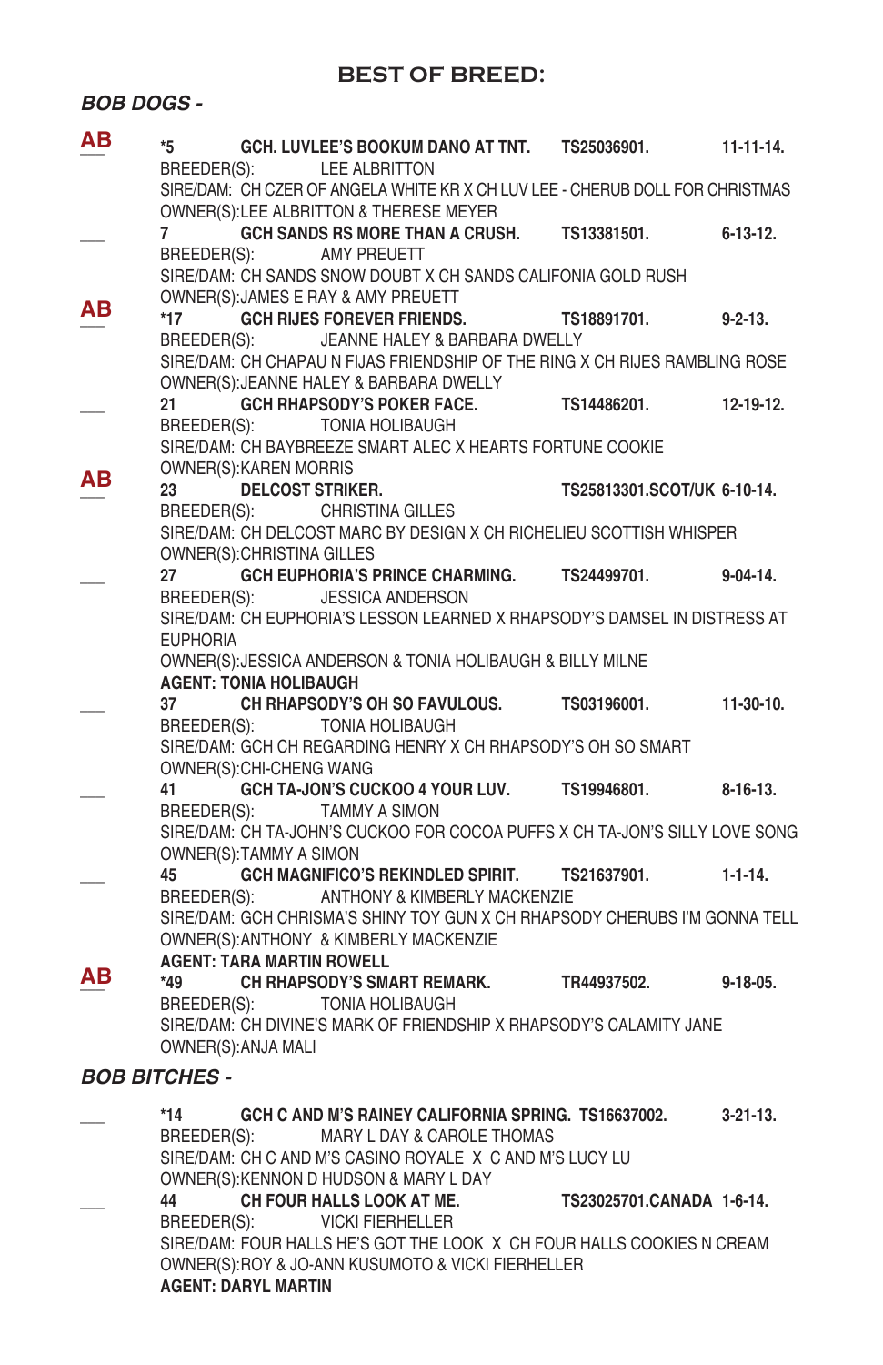## BEST OF BREED:

### *BOB DOGS -*

**AB** **\*5 GCH. LUVLEE'S BOOKUM DANO AT TNT. TS25036901. 11-11-14.**
BREEDER(S): LEE ALBRITTON
SIRE/DAM: CH CZER OF ANGELA WHITE KR X CH LUV LEE - CHERUB DOLL FOR CHRISTMAS
OWNER(S):LEE ALBRITTON & THERESE MEYER

___ **7 GCH SANDS RS MORE THAN A CRUSH. TS13381501. 6-13-12.**
BREEDER(S): AMY PREUETT
SIRE/DAM: CH SANDS SNOW DOUBT X CH SANDS CALIFONIA GOLD RUSH
OWNER(S):JAMES E RAY & AMY PREUETT

**AB** **\*17 GCH RIJES FOREVER FRIENDS. TS18891701. 9-2-13.**
BREEDER(S): JEANNE HALEY & BARBARA DWELLY
SIRE/DAM: CH CHAPAU N FIJAS FRIENDSHIP OF THE RING X CH RIJES RAMBLING ROSE
OWNER(S):JEANNE HALEY & BARBARA DWELLY

___ **21 GCH RHAPSODY'S POKER FACE. TS14486201. 12-19-12.**
BREEDER(S): TONIA HOLIBAUGH
SIRE/DAM: CH BAYBREEZE SMART ALEC X HEARTS FORTUNE COOKIE
OWNER(S):KAREN MORRIS

**AB** **23 DELCOST STRIKER. TS25813301.SCOT/UK 6-10-14.**
BREEDER(S): CHRISTINA GILLES
SIRE/DAM: CH DELCOST MARC BY DESIGN X CH RICHELIEU SCOTTISH WHISPER
OWNER(S):CHRISTINA GILLES

___ **27 GCH EUPHORIA'S PRINCE CHARMING. TS24499701. 9-04-14.**
BREEDER(S): JESSICA ANDERSON
SIRE/DAM: CH EUPHORIA'S LESSON LEARNED X RHAPSODY'S DAMSEL IN DISTRESS AT EUPHORIA
OWNER(S):JESSICA ANDERSON & TONIA HOLIBAUGH & BILLY MILNE
**AGENT: TONIA HOLIBAUGH**

___ **37 CH RHAPSODY'S OH SO FAVULOUS. TS03196001. 11-30-10.**
BREEDER(S): TONIA HOLIBAUGH
SIRE/DAM: GCH CH REGARDING HENRY X CH RHAPSODY'S OH SO SMART
OWNER(S):CHI-CHENG WANG

___ **41 GCH TA-JON'S CUCKOO 4 YOUR LUV. TS19946801. 8-16-13.**
BREEDER(S): TAMMY A SIMON
SIRE/DAM: CH TA-JOHN'S CUCKOO FOR COCOA PUFFS X CH TA-JON'S SILLY LOVE SONG
OWNER(S):TAMMY A SIMON

___ **45 GCH MAGNIFICO'S REKINDLED SPIRIT. TS21637901. 1-1-14.**
BREEDER(S): ANTHONY & KIMBERLY MACKENZIE
SIRE/DAM: GCH CHRISMA'S SHINY TOY GUN X CH RHAPSODY CHERUBS I'M GONNA TELL
OWNER(S):ANTHONY & KIMBERLY MACKENZIE
**AGENT: TARA MARTIN ROWELL**

**AB** **\*49 CH RHAPSODY'S SMART REMARK. TR44937502. 9-18-05.**
BREEDER(S): TONIA HOLIBAUGH
SIRE/DAM: CH DIVINE'S MARK OF FRIENDSHIP X RHAPSODY'S CALAMITY JANE
OWNER(S):ANJA MALI

### *BOB BITCHES -*

___ **\*14 GCH C AND M'S RAINEY CALIFORNIA SPRING. TS16637002. 3-21-13.**
BREEDER(S): MARY L DAY & CAROLE THOMAS
SIRE/DAM: CH C AND M'S CASINO ROYALE X C AND M'S LUCY LU
OWNER(S):KENNON D HUDSON & MARY L DAY

___ **44 CH FOUR HALLS LOOK AT ME. TS23025701.CANADA 1-6-14.**
BREEDER(S): VICKI FIERHELLER
SIRE/DAM: FOUR HALLS HE'S GOT THE LOOK X CH FOUR HALLS COOKIES N CREAM
OWNER(S):ROY & JO-ANN KUSUMOTO & VICKI FIERHELLER
**AGENT: DARYL MARTIN**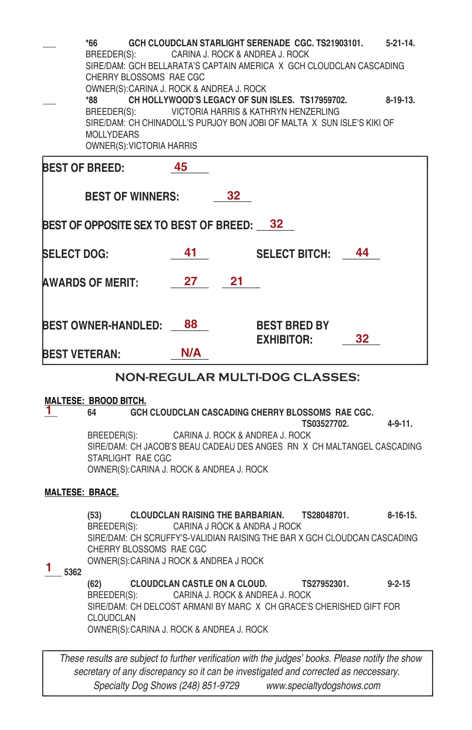___ *66 **GCH CLOUDCLAN STARLIGHT SERENADE CGC. TS21903101. 5-21-14.**
BREEDER(S): CARINA J. ROCK & ANDREA J. ROCK
SIRE/DAM: GCH BELLARATA'S CAPTAIN AMERICA X GCH CLOUDCLAN CASCADING CHERRY BLOSSOMS RAE CGC
OWNER(S):CARINA J. ROCK & ANDREA J. ROCK

___ *88 **CH HOLLYWOOD'S LEGACY OF SUN ISLES. TS17959702. 8-19-13.**
BREEDER(S): VICTORIA HARRIS & KATHRYN HENZERLING
SIRE/DAM: CH CHINADOLL'S PURJOY BON JOBI OF MALTA X SUN ISLE'S KIKI OF MOLLYDEARS
OWNER(S):VICTORIA HARRIS

**BEST OF BREED:** 45

**BEST OF WINNERS:** 32

**BEST OF OPPOSITE SEX TO BEST OF BREED:** 32

**SELECT DOG:** 41 **SELECT BITCH:** 44

**AWARDS OF MERIT:** 27 21

**BEST OWNER-HANDLED:** 88 **BEST BRED BY EXHIBITOR:** 32

**BEST VETERAN:** N/A

## NON-REGULAR MULTI-DOG CLASSES:

**MALTESE: BROOD BITCH.**

1 64 **GCH CLOUDCLAN CASCADING CHERRY BLOSSOMS RAE CGC. TS03527702. 4-9-11.**
BREEDER(S): CARINA J. ROCK & ANDREA J. ROCK
SIRE/DAM: CH JACOB'S BEAU CADEAU DES ANGES RN X CH MALTANGEL CASCADING STARLIGHT RAE CGC
OWNER(S):CARINA J. ROCK & ANDREA J. ROCK

**MALTESE: BRACE.**

(53) **CLOUDCLAN RAISING THE BARBARIAN. TS28048701. 8-16-15.**
BREEDER(S): CARINA J ROCK & ANDRA J ROCK
SIRE/DAM: CH SCRUFFY'S-VALIDIAN RAISING THE BAR X GCH CLOUDCAN CASCADING CHERRY BLOSSOMS RAE CGC
OWNER(S):CARINA J ROCK & ANDREA J ROCK

1 5362

(62) **CLOUDCLAN CASTLE ON A CLOUD. TS27952301. 9-2-15**
BREEDER(S): CARINA J. ROCK & ANDREA J. ROCK
SIRE/DAM: CH DELCOST ARMANI BY MARC X CH GRACE'S CHERISHED GIFT FOR CLOUDCLAN
OWNER(S):CARINA J. ROCK & ANDREA J. ROCK

*These results are subject to further verification with the judges' books. Please notify the show secretary of any discrepancy so it can be investigated and corrected as neccessary.*
*Specialty Dog Shows (248) 851-9729 www.specialtydogshows.com*